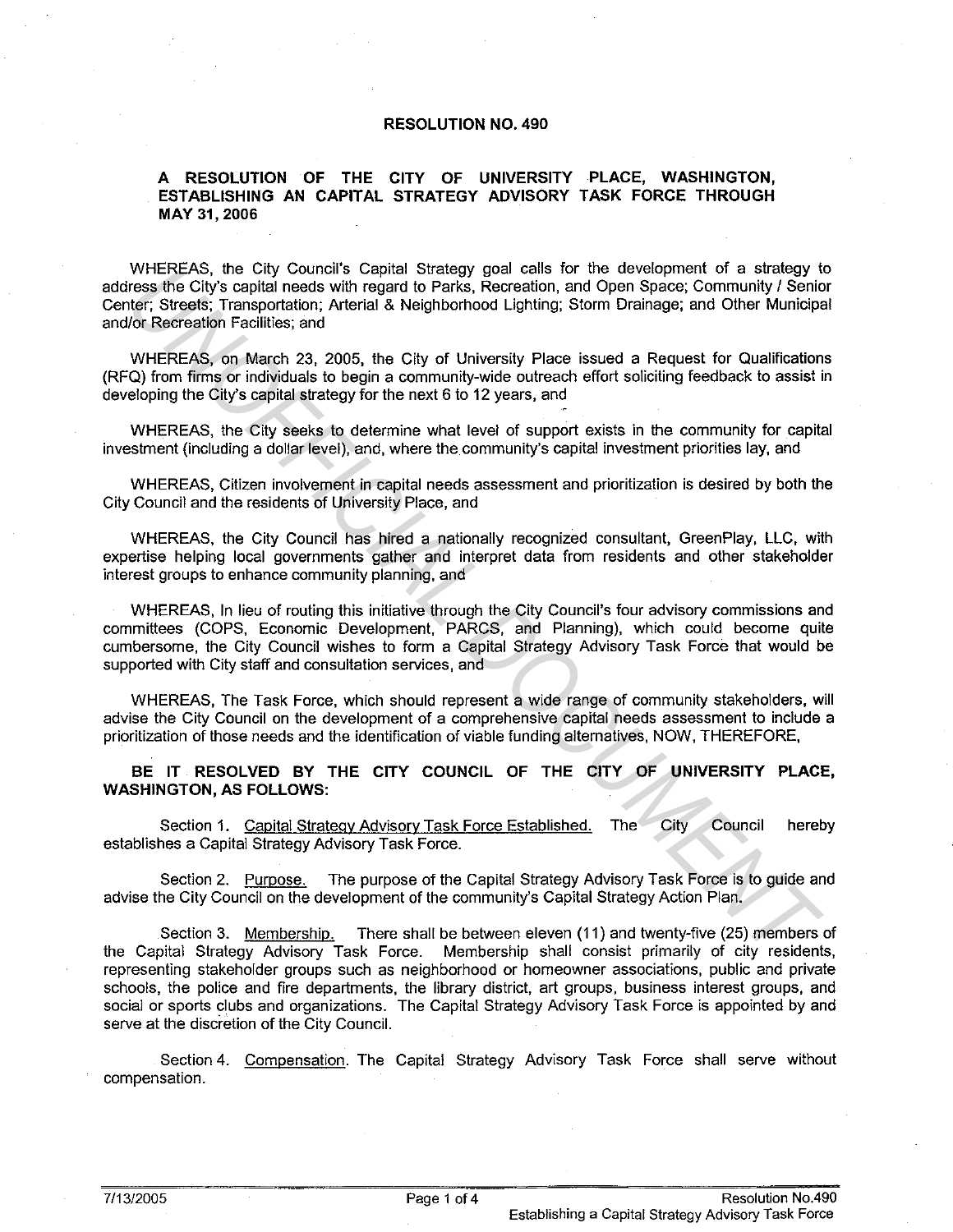# RESOLUTION NO. 490

## A RESOLUTION OF THE CITY OF UNIVERSITY PLACE, WASHINGTON, ESTABLISHING AN CAPITAL STRATEGY ADVISORY TASK FORCE THROUGH MAY 31, 2006

WHEREAS, the City Council's Capital Strategy goal calls for the development of a strategy to address the City's capital needs with regard to Parks, Recreation, and Open Space; Community / Senior Center; Streets; Transportation; Arterial & Neighborhood Lighting; Storm Drainage; and Other Municipal and/or Recreation Facilities; and

WHEREAS, on March 23, 2005, the City of University Place issued a Request for Qualifications (RFQ) from firms or individuals to begin a community-wide outreach effort soliciting feedback to assist in developing the City's capital strategy for the next 6 to 12 years, and

WHEREAS, the City seeks to determine what level of support exists in the community for capital investment (including a dollar level), and, where the community's capital investment priorities lay, and

WHEREAS, Citizen involvement in capital needs assessment and prioritization is desired by both the City Council and the residents of University Place, and

WHEREAS, the City Council has hired a nationally recognized consultant, GreenPlay, LLC, with expertise helping local governments gather and interpret data from residents and other stakeholder interest groups to enhance community planning, and

WHEREAS, In lieu of routing this initiative through the City Council's four advisory commissions and committees (COPS, Economic Development, PARCS, and Planning), which could become quite cumbersome, the City Council wishes to form a Capital Strategy Advisory Task Force that would be supported with City staff and consultation services, and

WHEREAS, The Task Force, which should represent a wide range of community stakeholders, will advise the City Council on the development of a comprehensive capital needs assessment to include a prioritization of those needs and the identification of viable funding alternatives, NOW, THEREFORE,

**BE IT RESOLVED BY THE CITY COUNCIL OF THE CITY OF UNIVERSITY PLACE, WASHINGTON, AS FOLLOWS:**

Section 1. Capital Strategy Advisory Task Force Established. The City Council hereby establishes a Capital Strategy Advisory Task Force.

Section 2. Purpose. The purpose of the Capital Strategy Advisory Task Force is to guide and advise the City Council on the development of the community's Capital Strategy Action Plan.

Section 3. Membership. There shall be between eleven (11) and twenty-five (25) members of the Capital Strategy Advisory Task Force. Membership shall consist primarily of city residents, representing stakeholder groups such as neighborhood or homeowner associations, public and private schools, the police and fire departments, the library district, art groups, business interest groups, and social or sports clubs and organizations. The Capital Strategy Advisory Task Force is appointed by and serve at the discretion of the City Council.

Section 4. Compensation. The Capital Strategy Advisory Task Force shall serve without compensation.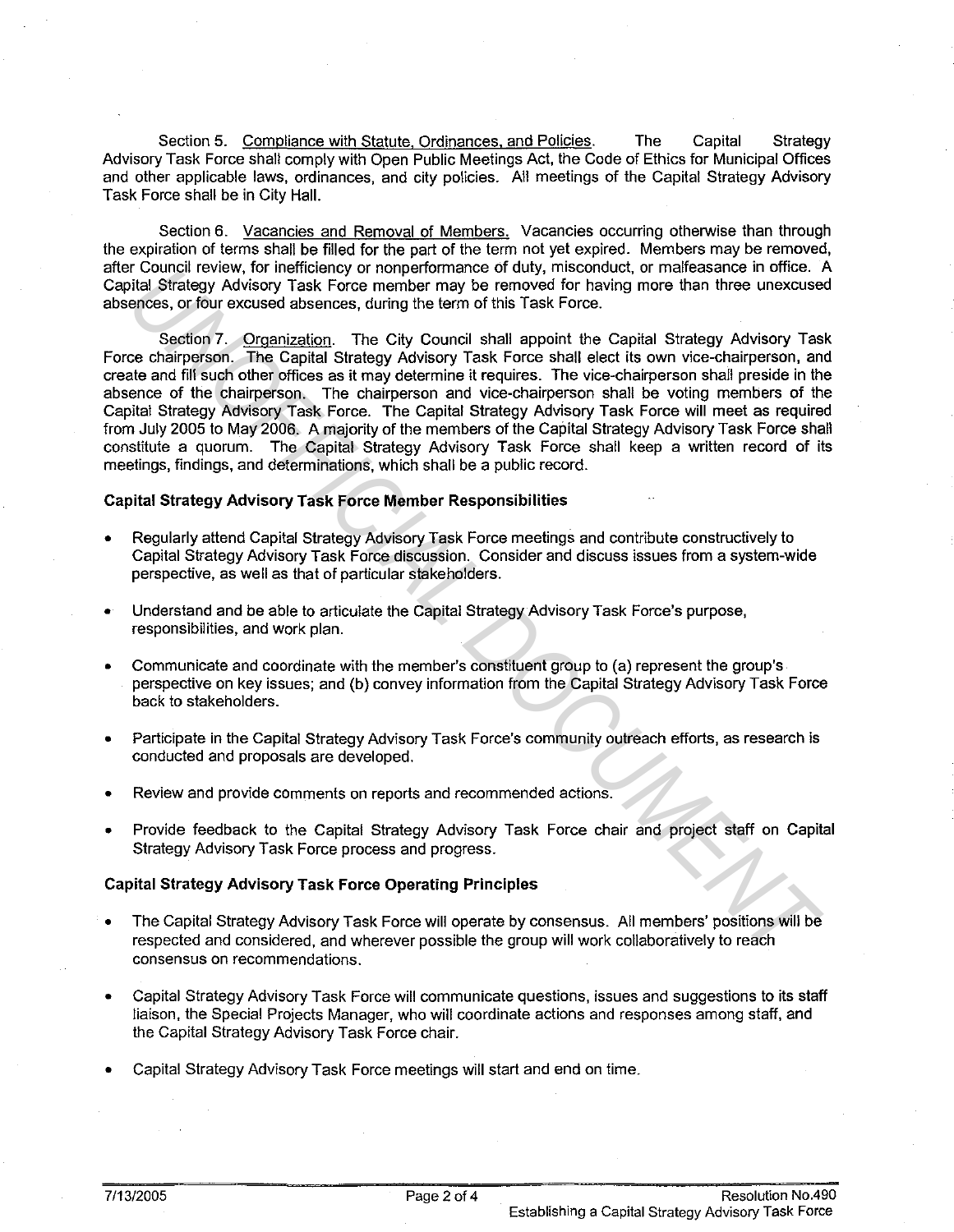Section 5. Compliance with Statute, Ordinances, and Policies. The Capital Strategy Advisory Task Force shall comply with Open Public Meetings Act, the Code of Ethics for Municipal Offices and other applicable laws, ordinances, and city policies. All meetings of the Capital Strategy Advisory Task Force shall be in City Hall.

Section 6. Vacancies and Removal of Members. Vacancies occurring otherwise than through the expiration of terms shall be filled for the part of the term not yet expired. Members may be removed, after Council review, for inefficiency or nonperformance of duty, misconduct, or malfeasance in office. A Capital Strategy Advisory Task Force member may be removed for having more than three unexcused absences, or four excused absences, during the term of this Task Force.

Section 7. Organization. The City Council shall appoint the Capital Strategy Advisory Task Force chairperson. The Capital Strategy Advisory Task Force shall elect its own vice-chairperson, and create and fill such other offices as it may determine it requires. The vice-chairperson shall preside in the absence of the chairperson. The chairperson and vice-chairperson shall be voting members of the Capital Strategy Advisory Task Force. The Capital Strategy Advisory Task Force will meet as required from July 2005 to May 2006. A majority of the members of the Capital Strategy Advisory Task Force shall constitute a quorum. The Capital Strategy Advisory Task Force shall keep a written record of its meetings, findings, and determinations, which shall be a public record.

**Capital Strategy Advisory Task Force Member Responsibilities**

- Regularly attend Capital Strategy Advisory Task Force meetings and contribute constructively to Capital Strategy Advisory Task Force discussion. Consider and discuss issues from a system-wide perspective, as well as that of particular stakeholders.
- Understand and be able to articulate the Capital Strategy Advisory Task Force's purpose, responsibilities, and work plan.
- Communicate and coordinate with the member's constituent group to (a) represent the group's perspective on key issues; and (b) convey information from the Capital Strategy Advisory Task Force back to stakeholders.
- Participate in the Capital Strategy Advisory Task Force's community outreach efforts, as research is conducted and proposals are developed.
- Review and provide comments on reports and recommended actions.
- Provide feedback to the Capital Strategy Advisory Task Force chair and project staff on Capital Strategy Advisory Task Force process and progress.

**Capital Strategy Advisory Task Force Operating Principles**

- The Capital Strategy Advisory Task Force will operate by consensus. All members' positions will be respected and considered, and wherever possible the group will work collaboratively to reach consensus on recommendations.
- Capital Strategy Advisory Task Force will communicate questions, issues and suggestions to its staff liaison, the Special Projects Manager, who will coordinate actions and responses among staff, and the Capital Strategy Advisory Task Force chair.
- Capital Strategy Advisory Task Force meetings will start and end on time.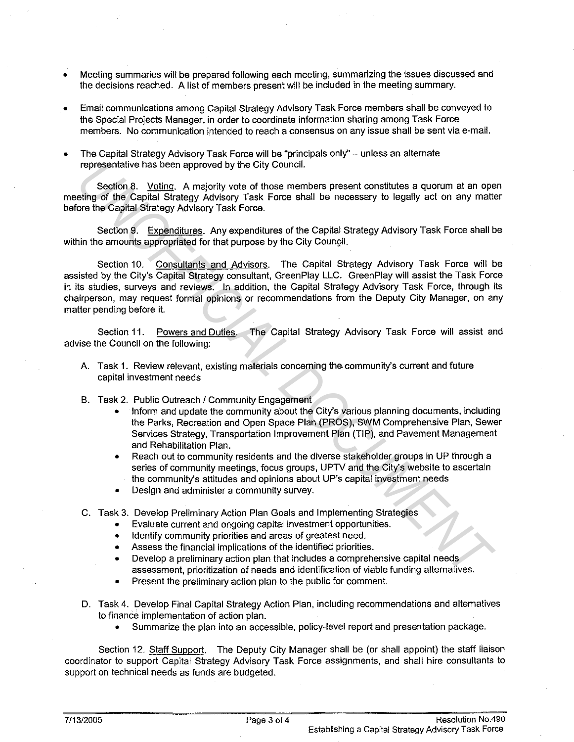- Meeting summaries will be prepared following each meeting, summarizing the issues discussed and the decisions reached. A list of members present will be included in the meeting summary.

- Email communications among Capital Strategy Advisory Task Force members shall be conveyed to the Special Projects Manager, in order to coordinate information sharing among Task Force members. No communication intended to reach a consensus on any issue shall be sent via e-mail.

- The Capital Strategy Advisory Task Force will be "principals only" – unless an alternate representative has been approved by the City Council.

Section 8. Voting. A majority vote of those members present constitutes a quorum at an open meeting of the Capital Strategy Advisory Task Force shall be necessary to legally act on any matter before the Capital Strategy Advisory Task Force.

Section 9. Expenditures. Any expenditures of the Capital Strategy Advisory Task Force shall be within the amounts appropriated for that purpose by the City Council.

Section 10. Consultants and Advisors. The Capital Strategy Advisory Task Force will be assisted by the City's Capital Strategy consultant, GreenPlay LLC. GreenPlay will assist the Task Force in its studies, surveys and reviews. In addition, the Capital Strategy Advisory Task Force, through its chairperson, may request formal opinions or recommendations from the Deputy City Manager, on any matter pending before it.

Section 11. Powers and Duties. The Capital Strategy Advisory Task Force will assist and advise the Council on the following:

A. Task 1. Review relevant, existing materials concerning the community's current and future capital investment needs

B. Task 2. Public Outreach / Community Engagement
   - Inform and update the community about the City's various planning documents, including the Parks, Recreation and Open Space Plan (PROS), SWM Comprehensive Plan, Sewer Services Strategy, Transportation Improvement Plan (TIP), and Pavement Management and Rehabilitation Plan.
   - Reach out to community residents and the diverse stakeholder groups in UP through a series of community meetings, focus groups, UPTV and the City's website to ascertain the community's attitudes and opinions about UP's capital investment needs
   - Design and administer a community survey.

C. Task 3. Develop Preliminary Action Plan Goals and Implementing Strategies
   - Evaluate current and ongoing capital investment opportunities.
   - Identify community priorities and areas of greatest need.
   - Assess the financial implications of the identified priorities.
   - Develop a preliminary action plan that includes a comprehensive capital needs assessment, prioritization of needs and identification of viable funding alternatives.
   - Present the preliminary action plan to the public for comment.

D. Task 4. Develop Final Capital Strategy Action Plan, including recommendations and alternatives to finance implementation of action plan.
   - Summarize the plan into an accessible, policy-level report and presentation package.

Section 12. Staff Support. The Deputy City Manager shall be (or shall appoint) the staff liaison coordinator to support Capital Strategy Advisory Task Force assignments, and shall hire consultants to support on technical needs as funds are budgeted.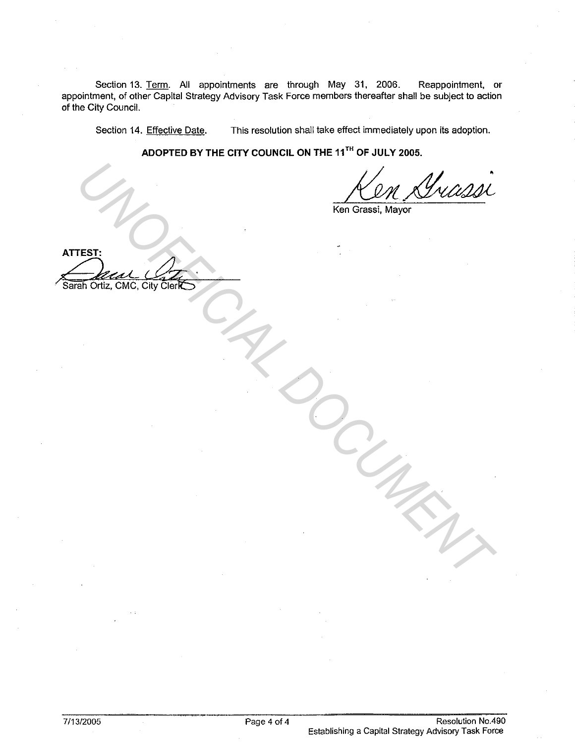Section 13. Term. All appointments are through May 31, 2006. Reappointment, or appointment, of other Capital Strategy Advisory Task Force members thereafter shall be subject to action of the City Council.

Section 14. Effective Date. This resolution shall take effect immediately upon its adoption.

**ADOPTED BY THE CITY COUNCIL ON THE 11TH OF JULY 2005.**

Ken Grassi, Mayor

**ATTEST:**

Sarah Ortiz, CMC, City Clerk